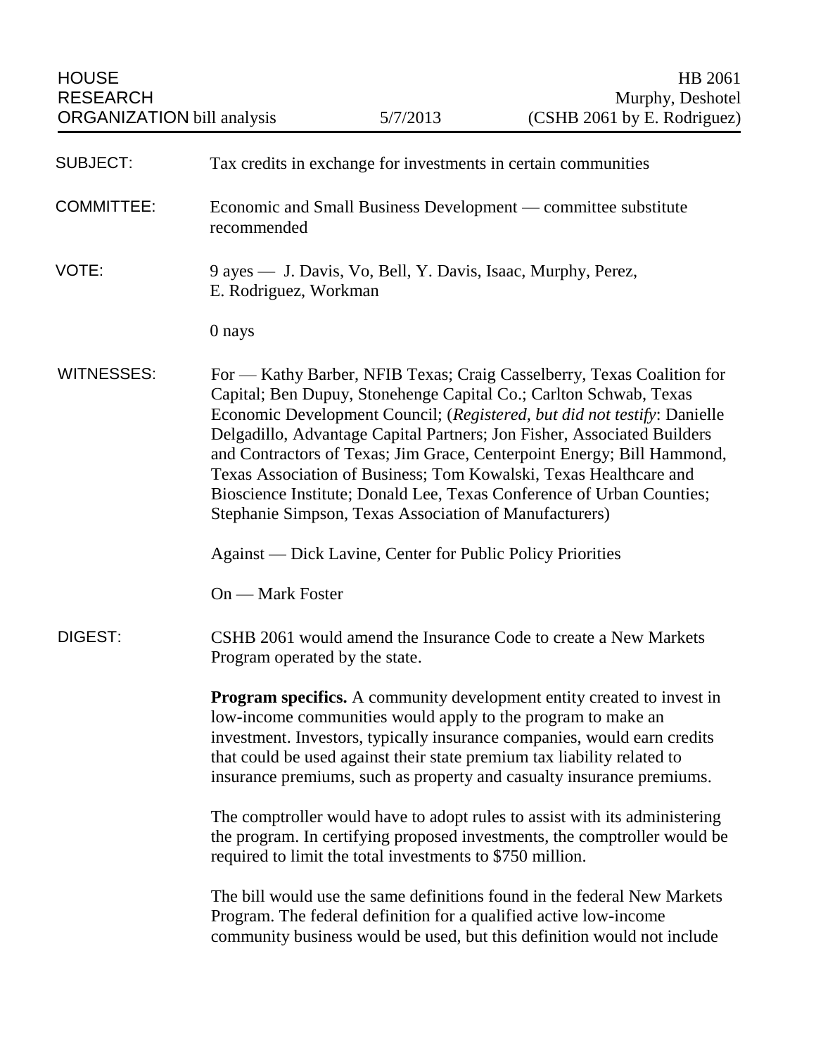HOUSE RESEARCH ORGANIZATION bill analysis | 5/7/2013 | HB 2061 Murphy, Deshotel (CSHB 2061 by E. Rodriguez)

**SUBJECT:** Tax credits in exchange for investments in certain communities

**COMMITTEE:** Economic and Small Business Development — committee substitute recommended

**VOTE:** 9 ayes — J. Davis, Vo, Bell, Y. Davis, Isaac, Murphy, Perez, E. Rodriguez, Workman

0 nays

**WITNESSES:** For — Kathy Barber, NFIB Texas; Craig Casselberry, Texas Coalition for Capital; Ben Dupuy, Stonehenge Capital Co.; Carlton Schwab, Texas Economic Development Council; (*Registered, but did not testify*: Danielle Delgadillo, Advantage Capital Partners; Jon Fisher, Associated Builders and Contractors of Texas; Jim Grace, Centerpoint Energy; Bill Hammond, Texas Association of Business; Tom Kowalski, Texas Healthcare and Bioscience Institute; Donald Lee, Texas Conference of Urban Counties; Stephanie Simpson, Texas Association of Manufacturers)

Against — Dick Lavine, Center for Public Policy Priorities

On — Mark Foster

**DIGEST:** CSHB 2061 would amend the Insurance Code to create a New Markets Program operated by the state.

**Program specifics.** A community development entity created to invest in low-income communities would apply to the program to make an investment. Investors, typically insurance companies, would earn credits that could be used against their state premium tax liability related to insurance premiums, such as property and casualty insurance premiums.

The comptroller would have to adopt rules to assist with its administering the program. In certifying proposed investments, the comptroller would be required to limit the total investments to $750 million.

The bill would use the same definitions found in the federal New Markets Program. The federal definition for a qualified active low-income community business would be used, but this definition would not include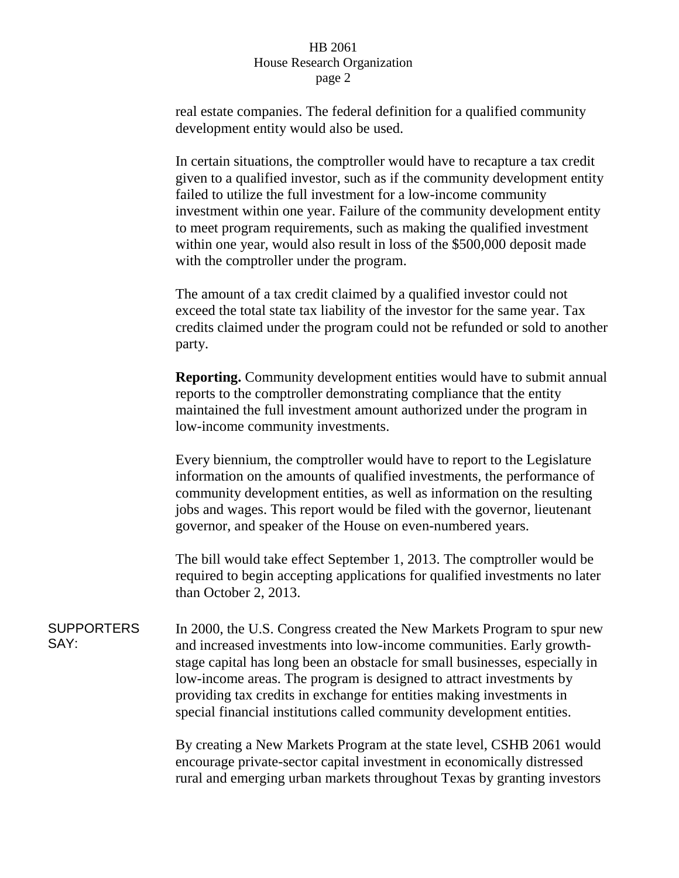real estate companies. The federal definition for a qualified community development entity would also be used.

In certain situations, the comptroller would have to recapture a tax credit given to a qualified investor, such as if the community development entity failed to utilize the full investment for a low-income community investment within one year. Failure of the community development entity to meet program requirements, such as making the qualified investment within one year, would also result in loss of the $500,000 deposit made with the comptroller under the program.

The amount of a tax credit claimed by a qualified investor could not exceed the total state tax liability of the investor for the same year. Tax credits claimed under the program could not be refunded or sold to another party.

**Reporting.** Community development entities would have to submit annual reports to the comptroller demonstrating compliance that the entity maintained the full investment amount authorized under the program in low-income community investments.

Every biennium, the comptroller would have to report to the Legislature information on the amounts of qualified investments, the performance of community development entities, as well as information on the resulting jobs and wages. This report would be filed with the governor, lieutenant governor, and speaker of the House on even-numbered years.

The bill would take effect September 1, 2013. The comptroller would be required to begin accepting applications for qualified investments no later than October 2, 2013.

SUPPORTERS SAY:

In 2000, the U.S. Congress created the New Markets Program to spur new and increased investments into low-income communities. Early growth-stage capital has long been an obstacle for small businesses, especially in low-income areas. The program is designed to attract investments by providing tax credits in exchange for entities making investments in special financial institutions called community development entities.

By creating a New Markets Program at the state level, CSHB 2061 would encourage private-sector capital investment in economically distressed rural and emerging urban markets throughout Texas by granting investors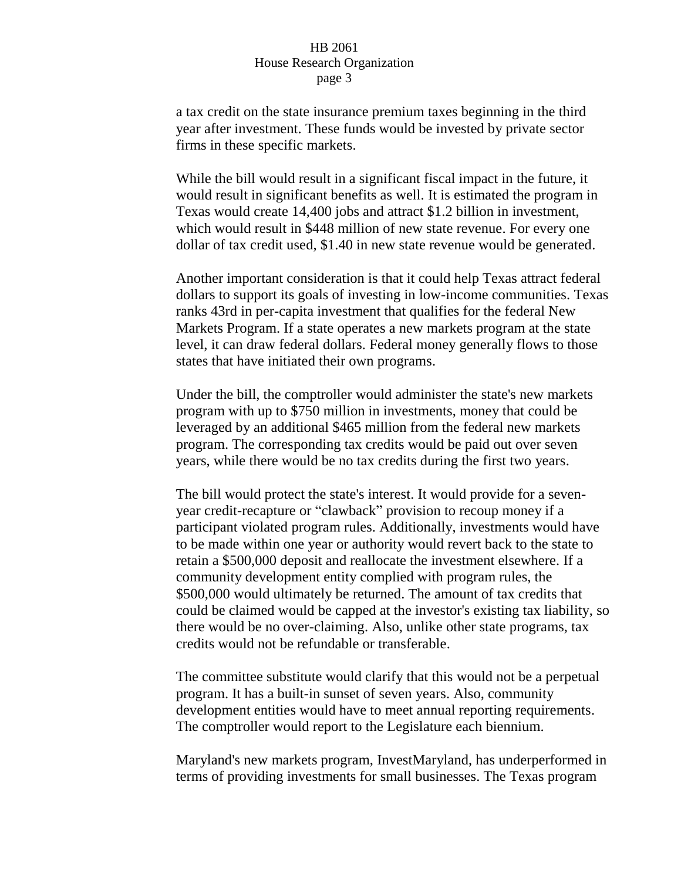a tax credit on the state insurance premium taxes beginning in the third year after investment. These funds would be invested by private sector firms in these specific markets.

While the bill would result in a significant fiscal impact in the future, it would result in significant benefits as well. It is estimated the program in Texas would create 14,400 jobs and attract $1.2 billion in investment, which would result in $448 million of new state revenue. For every one dollar of tax credit used, $1.40 in new state revenue would be generated.

Another important consideration is that it could help Texas attract federal dollars to support its goals of investing in low-income communities. Texas ranks 43rd in per-capita investment that qualifies for the federal New Markets Program. If a state operates a new markets program at the state level, it can draw federal dollars. Federal money generally flows to those states that have initiated their own programs.

Under the bill, the comptroller would administer the state's new markets program with up to $750 million in investments, money that could be leveraged by an additional $465 million from the federal new markets program. The corresponding tax credits would be paid out over seven years, while there would be no tax credits during the first two years.

The bill would protect the state's interest. It would provide for a seven-year credit-recapture or "clawback" provision to recoup money if a participant violated program rules. Additionally, investments would have to be made within one year or authority would revert back to the state to retain a $500,000 deposit and reallocate the investment elsewhere. If a community development entity complied with program rules, the $500,000 would ultimately be returned. The amount of tax credits that could be claimed would be capped at the investor's existing tax liability, so there would be no over-claiming. Also, unlike other state programs, tax credits would not be refundable or transferable.

The committee substitute would clarify that this would not be a perpetual program. It has a built-in sunset of seven years. Also, community development entities would have to meet annual reporting requirements. The comptroller would report to the Legislature each biennium.

Maryland's new markets program, InvestMaryland, has underperformed in terms of providing investments for small businesses. The Texas program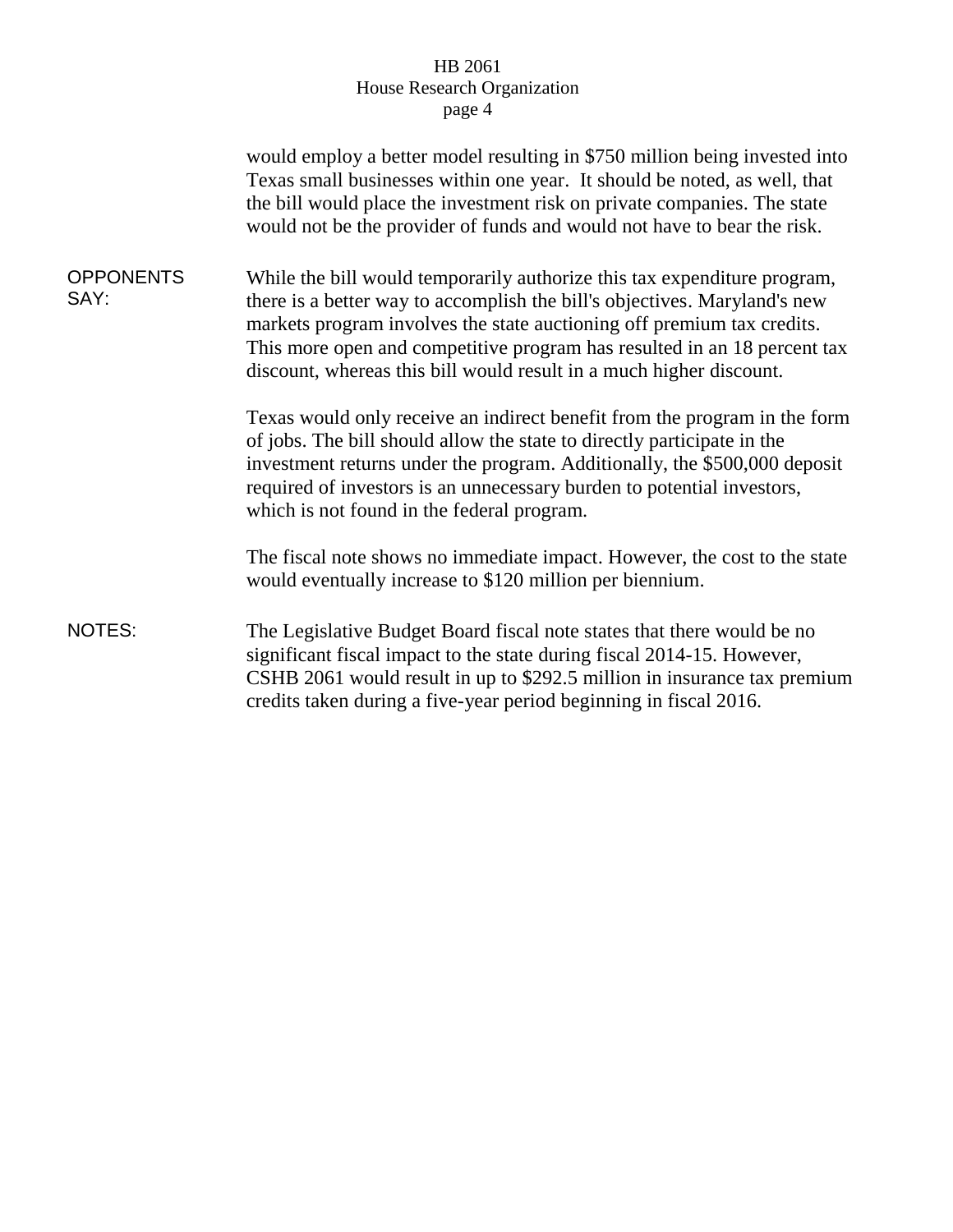would employ a better model resulting in $750 million being invested into Texas small businesses within one year. It should be noted, as well, that the bill would place the investment risk on private companies. The state would not be the provider of funds and would not have to bear the risk.

**OPPONENTS SAY:**

While the bill would temporarily authorize this tax expenditure program, there is a better way to accomplish the bill's objectives. Maryland's new markets program involves the state auctioning off premium tax credits. This more open and competitive program has resulted in an 18 percent tax discount, whereas this bill would result in a much higher discount.

Texas would only receive an indirect benefit from the program in the form of jobs. The bill should allow the state to directly participate in the investment returns under the program. Additionally, the $500,000 deposit required of investors is an unnecessary burden to potential investors, which is not found in the federal program.

The fiscal note shows no immediate impact. However, the cost to the state would eventually increase to $120 million per biennium.

**NOTES:**

The Legislative Budget Board fiscal note states that there would be no significant fiscal impact to the state during fiscal 2014-15. However, CSHB 2061 would result in up to $292.5 million in insurance tax premium credits taken during a five-year period beginning in fiscal 2016.